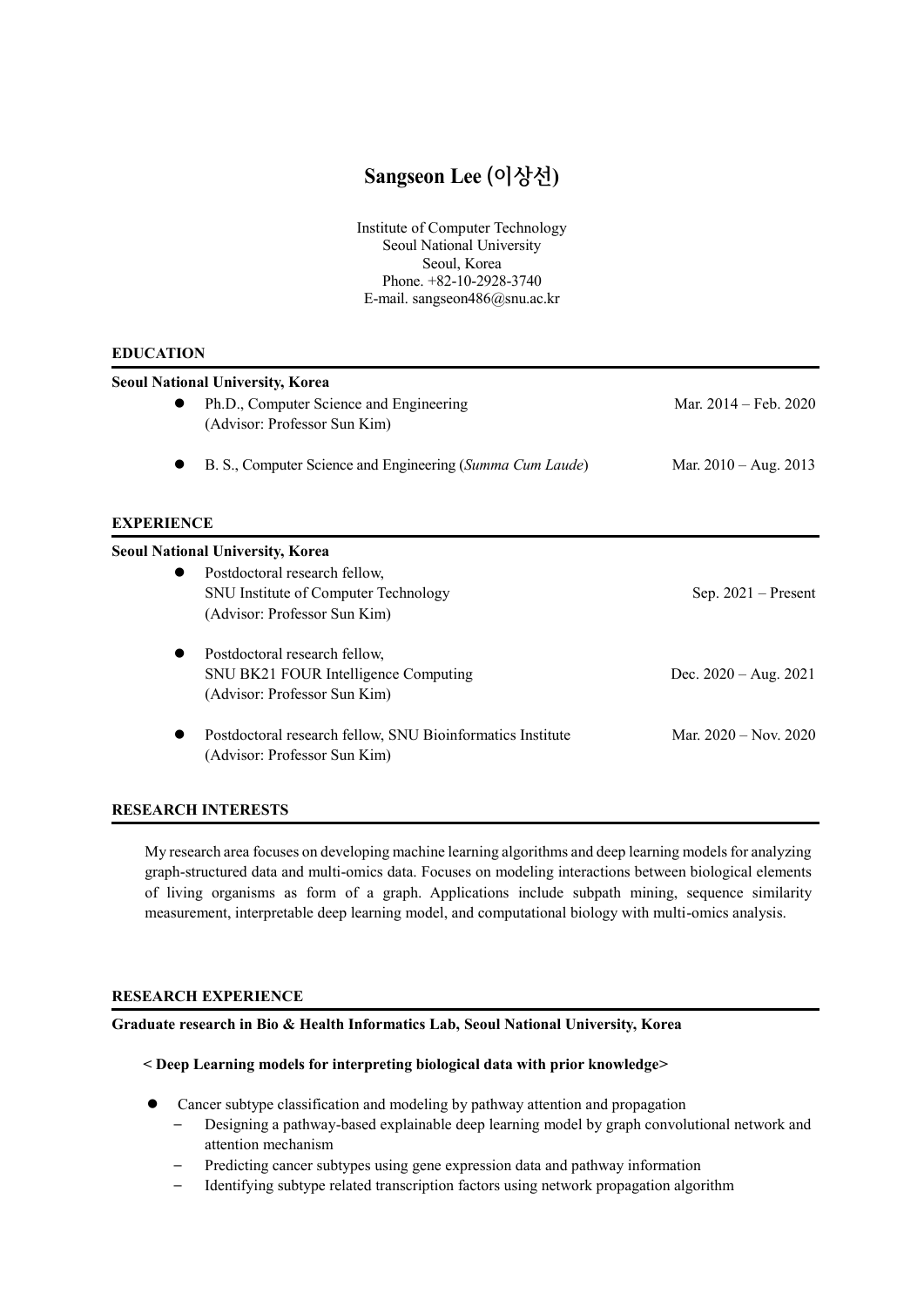# Sangseon Lee (이상선)

Institute of Computer Technology
Seoul National University
Seoul, Korea
Phone. +82-10-2928-3740
E-mail. sangseon486@snu.ac.kr

## EDUCATION

**Seoul National University, Korea**

- Ph.D., Computer Science and Engineering — Mar. 2014 – Feb. 2020
  (Advisor: Professor Sun Kim)
- B. S., Computer Science and Engineering (*Summa Cum Laude*) — Mar. 2010 – Aug. 2013

## EXPERIENCE

**Seoul National University, Korea**

- Postdoctoral research fellow,
  SNU Institute of Computer Technology — Sep. 2021 – Present
  (Advisor: Professor Sun Kim)
- Postdoctoral research fellow,
  SNU BK21 FOUR Intelligence Computing — Dec. 2020 – Aug. 2021
  (Advisor: Professor Sun Kim)
- Postdoctoral research fellow, SNU Bioinformatics Institute — Mar. 2020 – Nov. 2020
  (Advisor: Professor Sun Kim)

## RESEARCH INTERESTS

My research area focuses on developing machine learning algorithms and deep learning models for analyzing graph-structured data and multi-omics data. Focuses on modeling interactions between biological elements of living organisms as form of a graph. Applications include subpath mining, sequence similarity measurement, interpretable deep learning model, and computational biology with multi-omics analysis.

## RESEARCH EXPERIENCE

**Graduate research in Bio & Health Informatics Lab, Seoul National University, Korea**

**< Deep Learning models for interpreting biological data with prior knowledge>**

- Cancer subtype classification and modeling by pathway attention and propagation
  - Designing a pathway-based explainable deep learning model by graph convolutional network and attention mechanism
  - Predicting cancer subtypes using gene expression data and pathway information
  - Identifying subtype related transcription factors using network propagation algorithm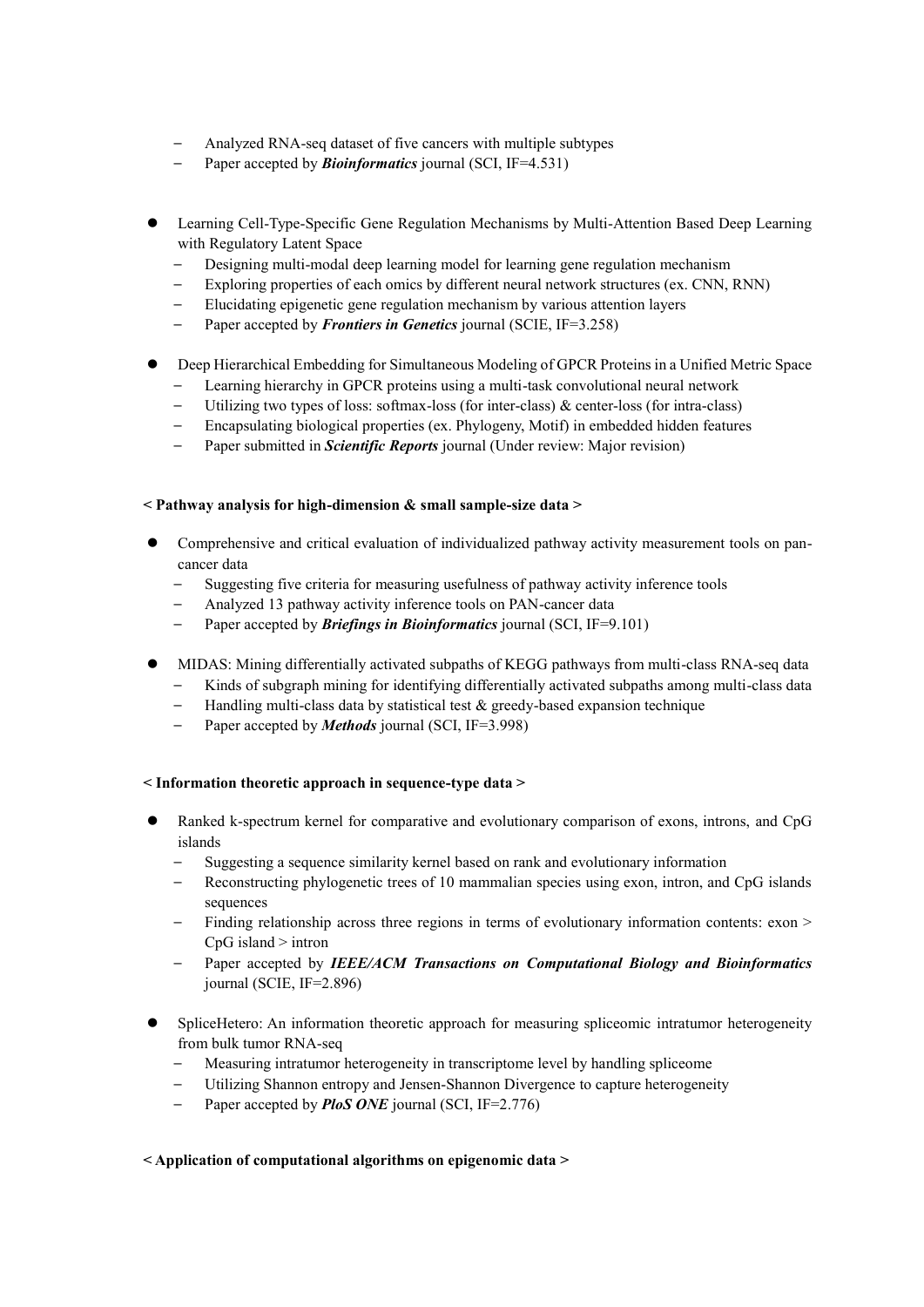- Analyzed RNA-seq dataset of five cancers with multiple subtypes
- Paper accepted by ***Bioinformatics*** journal (SCI, IF=4.531)

- Learning Cell-Type-Specific Gene Regulation Mechanisms by Multi-Attention Based Deep Learning with Regulatory Latent Space
  - Designing multi-modal deep learning model for learning gene regulation mechanism
  - Exploring properties of each omics by different neural network structures (ex. CNN, RNN)
  - Elucidating epigenetic gene regulation mechanism by various attention layers
  - Paper accepted by ***Frontiers in Genetics*** journal (SCIE, IF=3.258)

- Deep Hierarchical Embedding for Simultaneous Modeling of GPCR Proteins in a Unified Metric Space
  - Learning hierarchy in GPCR proteins using a multi-task convolutional neural network
  - Utilizing two types of loss: softmax-loss (for inter-class) & center-loss (for intra-class)
  - Encapsulating biological properties (ex. Phylogeny, Motif) in embedded hidden features
  - Paper submitted in ***Scientific Reports*** journal (Under review: Major revision)

**< Pathway analysis for high-dimension & small sample-size data >**

- Comprehensive and critical evaluation of individualized pathway activity measurement tools on pan-cancer data
  - Suggesting five criteria for measuring usefulness of pathway activity inference tools
  - Analyzed 13 pathway activity inference tools on PAN-cancer data
  - Paper accepted by ***Briefings in Bioinformatics*** journal (SCI, IF=9.101)

- MIDAS: Mining differentially activated subpaths of KEGG pathways from multi-class RNA-seq data
  - Kinds of subgraph mining for identifying differentially activated subpaths among multi-class data
  - Handling multi-class data by statistical test & greedy-based expansion technique
  - Paper accepted by ***Methods*** journal (SCI, IF=3.998)

**< Information theoretic approach in sequence-type data >**

- Ranked k-spectrum kernel for comparative and evolutionary comparison of exons, introns, and CpG islands
  - Suggesting a sequence similarity kernel based on rank and evolutionary information
  - Reconstructing phylogenetic trees of 10 mammalian species using exon, intron, and CpG islands sequences
  - Finding relationship across three regions in terms of evolutionary information contents: exon > CpG island > intron
  - Paper accepted by ***IEEE/ACM Transactions on Computational Biology and Bioinformatics*** journal (SCIE, IF=2.896)

- SpliceHetero: An information theoretic approach for measuring spliceomic intratumor heterogeneity from bulk tumor RNA-seq
  - Measuring intratumor heterogeneity in transcriptome level by handling spliceome
  - Utilizing Shannon entropy and Jensen-Shannon Divergence to capture heterogeneity
  - Paper accepted by ***PloS ONE*** journal (SCI, IF=2.776)

**< Application of computational algorithms on epigenomic data >**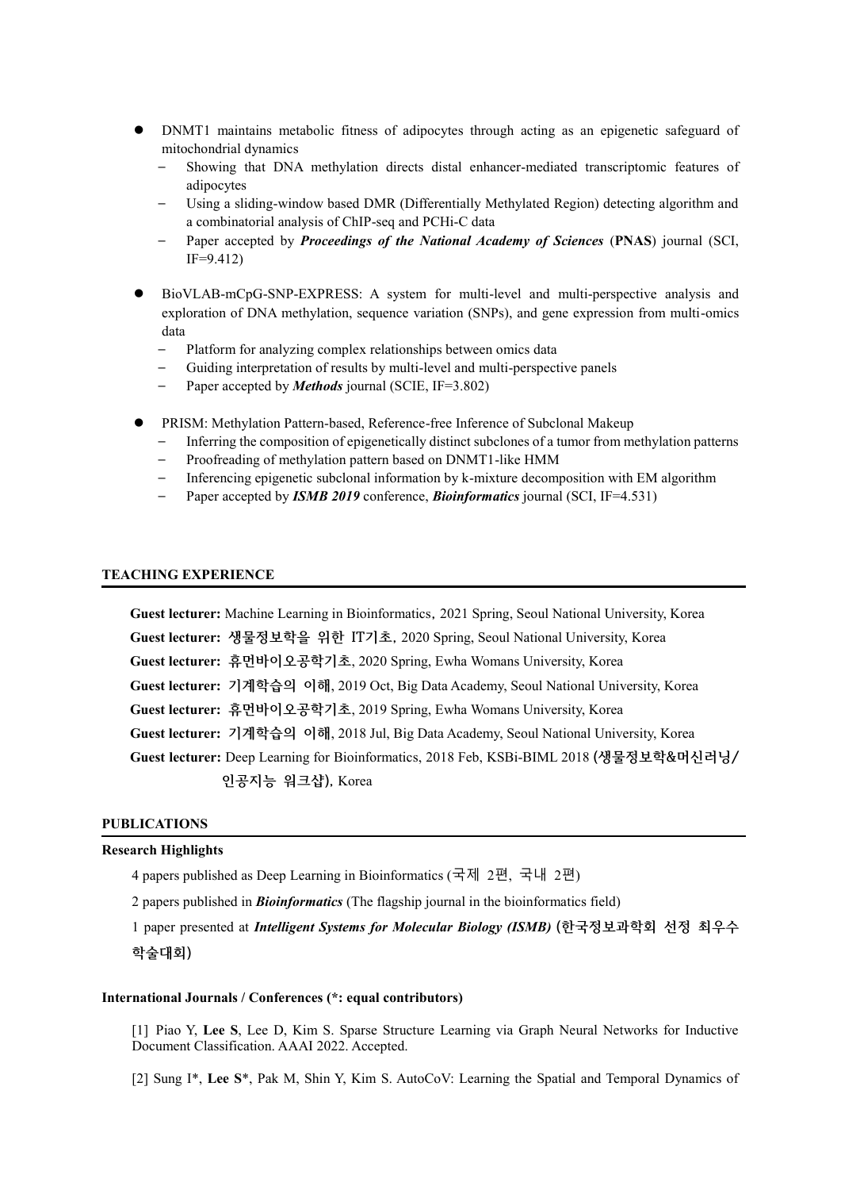- DNMT1 maintains metabolic fitness of adipocytes through acting as an epigenetic safeguard of mitochondrial dynamics
  - Showing that DNA methylation directs distal enhancer-mediated transcriptomic features of adipocytes
  - Using a sliding-window based DMR (Differentially Methylated Region) detecting algorithm and a combinatorial analysis of ChIP-seq and PCHi-C data
  - Paper accepted by ***Proceedings of the National Academy of Sciences*** (**PNAS**) journal (SCI, IF=9.412)

- BioVLAB-mCpG-SNP-EXPRESS: A system for multi-level and multi-perspective analysis and exploration of DNA methylation, sequence variation (SNPs), and gene expression from multi-omics data
  - Platform for analyzing complex relationships between omics data
  - Guiding interpretation of results by multi-level and multi-perspective panels
  - Paper accepted by ***Methods*** journal (SCIE, IF=3.802)

- PRISM: Methylation Pattern-based, Reference-free Inference of Subclonal Makeup
  - Inferring the composition of epigenetically distinct subclones of a tumor from methylation patterns
  - Proofreading of methylation pattern based on DNMT1-like HMM
  - Inferencing epigenetic subclonal information by k-mixture decomposition with EM algorithm
  - Paper accepted by ***ISMB 2019*** conference, ***Bioinformatics*** journal (SCI, IF=4.531)

## TEACHING EXPERIENCE

**Guest lecturer:** Machine Learning in Bioinformatics, 2021 Spring, Seoul National University, Korea

**Guest lecturer:** 생물정보학을 위한 IT기초, 2020 Spring, Seoul National University, Korea

**Guest lecturer:** 휴먼바이오공학기초, 2020 Spring, Ewha Womans University, Korea

**Guest lecturer:** 기계학습의 이해, 2019 Oct, Big Data Academy, Seoul National University, Korea

**Guest lecturer:** 휴먼바이오공학기초, 2019 Spring, Ewha Womans University, Korea

**Guest lecturer:** 기계학습의 이해, 2018 Jul, Big Data Academy, Seoul National University, Korea

**Guest lecturer:** Deep Learning for Bioinformatics, 2018 Feb, KSBi-BIML 2018 (생물정보학&머신러닝/인공지능 워크샵), Korea

## PUBLICATIONS

### Research Highlights

4 papers published as Deep Learning in Bioinformatics (국제 2편, 국내 2편)

2 papers published in ***Bioinformatics*** (The flagship journal in the bioinformatics field)

1 paper presented at ***Intelligent Systems for Molecular Biology (ISMB)*** (한국정보과학회 선정 최우수 학술대회)

### International Journals / Conferences (*: equal contributors)

[1] Piao Y, **Lee S**, Lee D, Kim S. Sparse Structure Learning via Graph Neural Networks for Inductive Document Classification. AAAI 2022. Accepted.

[2] Sung I*, **Lee S***, Pak M, Shin Y, Kim S. AutoCoV: Learning the Spatial and Temporal Dynamics of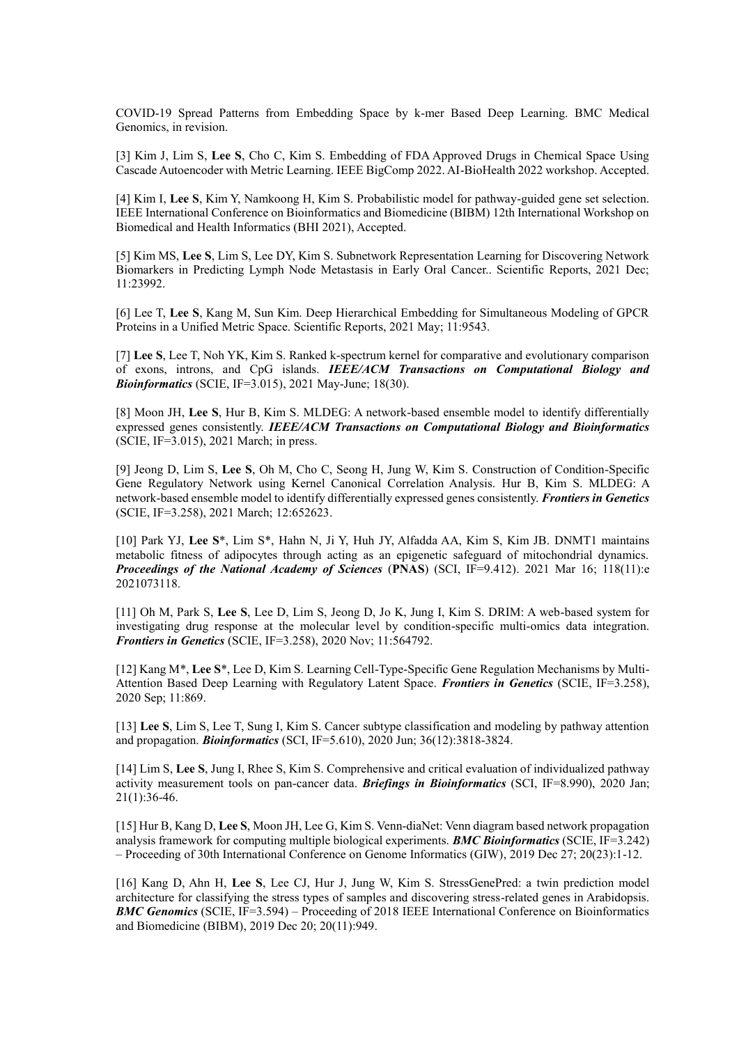COVID-19 Spread Patterns from Embedding Space by k-mer Based Deep Learning. BMC Medical Genomics, in revision.

[3] Kim J, Lim S, **Lee S**, Cho C, Kim S. Embedding of FDA Approved Drugs in Chemical Space Using Cascade Autoencoder with Metric Learning. IEEE BigComp 2022. AI-BioHealth 2022 workshop. Accepted.

[4] Kim I, **Lee S**, Kim Y, Namkoong H, Kim S. Probabilistic model for pathway-guided gene set selection. IEEE International Conference on Bioinformatics and Biomedicine (BIBM) 12th International Workshop on Biomedical and Health Informatics (BHI 2021), Accepted.

[5] Kim MS, **Lee S**, Lim S, Lee DY, Kim S. Subnetwork Representation Learning for Discovering Network Biomarkers in Predicting Lymph Node Metastasis in Early Oral Cancer.. Scientific Reports, 2021 Dec; 11:23992.

[6] Lee T, **Lee S**, Kang M, Sun Kim. Deep Hierarchical Embedding for Simultaneous Modeling of GPCR Proteins in a Unified Metric Space. Scientific Reports, 2021 May; 11:9543.

[7] **Lee S**, Lee T, Noh YK, Kim S. Ranked k-spectrum kernel for comparative and evolutionary comparison of exons, introns, and CpG islands. ***IEEE/ACM Transactions on Computational Biology and Bioinformatics*** (SCIE, IF=3.015), 2021 May-June; 18(30).

[8] Moon JH, **Lee S**, Hur B, Kim S. MLDEG: A network-based ensemble model to identify differentially expressed genes consistently. ***IEEE/ACM Transactions on Computational Biology and Bioinformatics*** (SCIE, IF=3.015), 2021 March; in press.

[9] Jeong D, Lim S, **Lee S**, Oh M, Cho C, Seong H, Jung W, Kim S. Construction of Condition-Specific Gene Regulatory Network using Kernel Canonical Correlation Analysis. Hur B, Kim S. MLDEG: A network-based ensemble model to identify differentially expressed genes consistently. ***Frontiers in Genetics*** (SCIE, IF=3.258), 2021 March; 12:652623.

[10] Park YJ, **Lee S**\*, Lim S\*, Hahn N, Ji Y, Huh JY, Alfadda AA, Kim S, Kim JB. DNMT1 maintains metabolic fitness of adipocytes through acting as an epigenetic safeguard of mitochondrial dynamics. ***Proceedings of the National Academy of Sciences*** (**PNAS**) (SCI, IF=9.412). 2021 Mar 16; 118(11):e 2021073118.

[11] Oh M, Park S, **Lee S**, Lee D, Lim S, Jeong D, Jo K, Jung I, Kim S. DRIM: A web-based system for investigating drug response at the molecular level by condition-specific multi-omics data integration. ***Frontiers in Genetics*** (SCIE, IF=3.258), 2020 Nov; 11:564792.

[12] Kang M\*, **Lee S**\*, Lee D, Kim S. Learning Cell-Type-Specific Gene Regulation Mechanisms by Multi-Attention Based Deep Learning with Regulatory Latent Space. ***Frontiers in Genetics*** (SCIE, IF=3.258), 2020 Sep; 11:869.

[13] **Lee S**, Lim S, Lee T, Sung I, Kim S. Cancer subtype classification and modeling by pathway attention and propagation. ***Bioinformatics*** (SCI, IF=5.610), 2020 Jun; 36(12):3818-3824.

[14] Lim S, **Lee S**, Jung I, Rhee S, Kim S. Comprehensive and critical evaluation of individualized pathway activity measurement tools on pan-cancer data. ***Briefings in Bioinformatics*** (SCI, IF=8.990), 2020 Jan; 21(1):36-46.

[15] Hur B, Kang D, **Lee S**, Moon JH, Lee G, Kim S. Venn-diaNet: Venn diagram based network propagation analysis framework for computing multiple biological experiments. ***BMC Bioinformatics*** (SCIE, IF=3.242) – Proceeding of 30th International Conference on Genome Informatics (GIW), 2019 Dec 27; 20(23):1-12.

[16] Kang D, Ahn H, **Lee S**, Lee CJ, Hur J, Jung W, Kim S. StressGenePred: a twin prediction model architecture for classifying the stress types of samples and discovering stress-related genes in Arabidopsis. ***BMC Genomics*** (SCIE, IF=3.594) – Proceeding of 2018 IEEE International Conference on Bioinformatics and Biomedicine (BIBM), 2019 Dec 20; 20(11):949.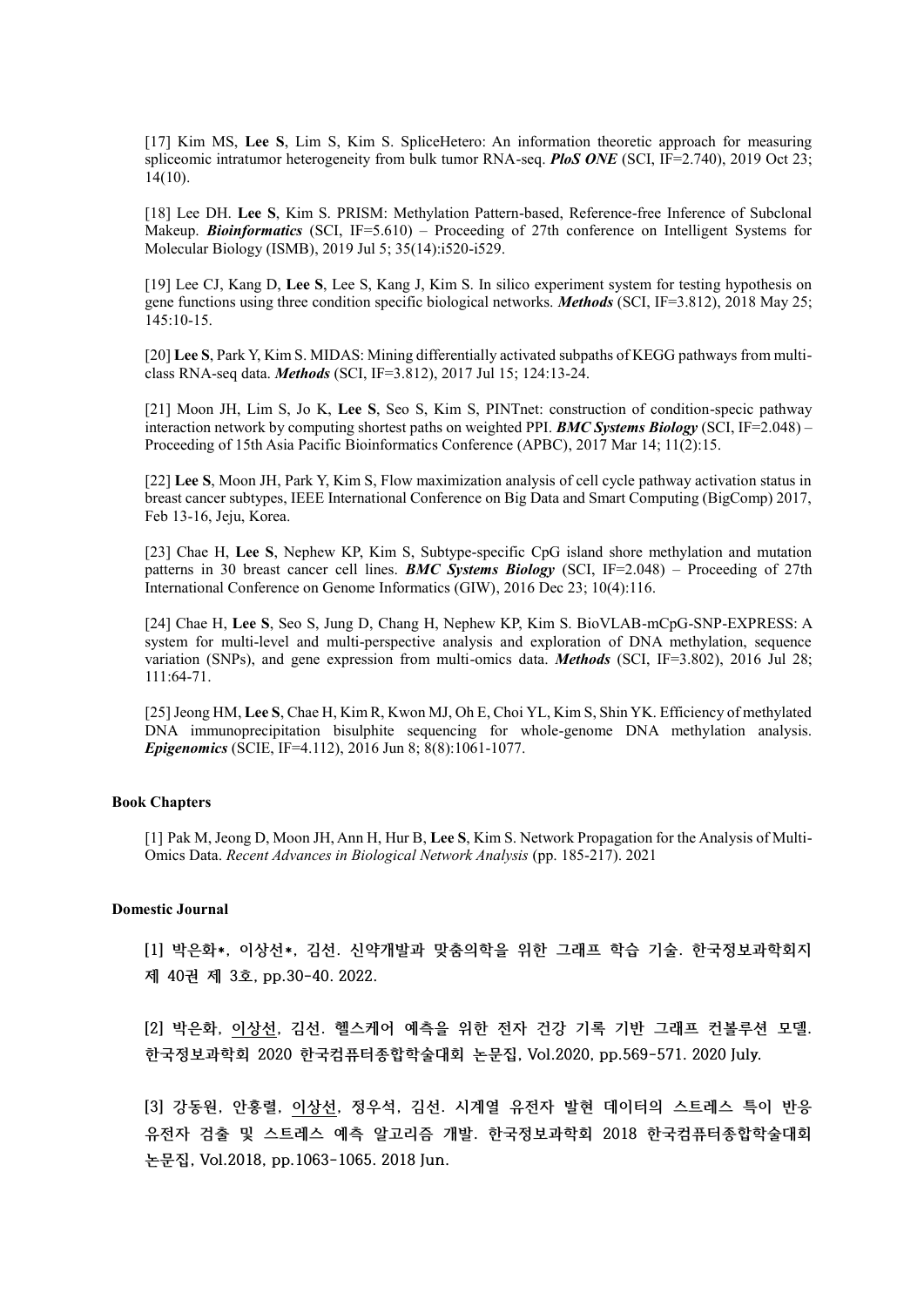[17] Kim MS, **Lee S**, Lim S, Kim S. SpliceHetero: An information theoretic approach for measuring spliceomic intratumor heterogeneity from bulk tumor RNA-seq. ***PloS ONE*** (SCI, IF=2.740), 2019 Oct 23; 14(10).

[18] Lee DH. **Lee S**, Kim S. PRISM: Methylation Pattern-based, Reference-free Inference of Subclonal Makeup. ***Bioinformatics*** (SCI, IF=5.610) – Proceeding of 27th conference on Intelligent Systems for Molecular Biology (ISMB), 2019 Jul 5; 35(14):i520-i529.

[19] Lee CJ, Kang D, **Lee S**, Lee S, Kang J, Kim S. In silico experiment system for testing hypothesis on gene functions using three condition specific biological networks. ***Methods*** (SCI, IF=3.812), 2018 May 25; 145:10-15.

[20] **Lee S**, Park Y, Kim S. MIDAS: Mining differentially activated subpaths of KEGG pathways from multi-class RNA-seq data. ***Methods*** (SCI, IF=3.812), 2017 Jul 15; 124:13-24.

[21] Moon JH, Lim S, Jo K, **Lee S**, Seo S, Kim S, PINTnet: construction of condition-specic pathway interaction network by computing shortest paths on weighted PPI. ***BMC Systems Biology*** (SCI, IF=2.048) – Proceeding of 15th Asia Pacific Bioinformatics Conference (APBC), 2017 Mar 14; 11(2):15.

[22] **Lee S**, Moon JH, Park Y, Kim S, Flow maximization analysis of cell cycle pathway activation status in breast cancer subtypes, IEEE International Conference on Big Data and Smart Computing (BigComp) 2017, Feb 13-16, Jeju, Korea.

[23] Chae H, **Lee S**, Nephew KP, Kim S, Subtype-specific CpG island shore methylation and mutation patterns in 30 breast cancer cell lines. ***BMC Systems Biology*** (SCI, IF=2.048) – Proceeding of 27th International Conference on Genome Informatics (GIW), 2016 Dec 23; 10(4):116.

[24] Chae H, **Lee S**, Seo S, Jung D, Chang H, Nephew KP, Kim S. BioVLAB-mCpG-SNP-EXPRESS: A system for multi-level and multi-perspective analysis and exploration of DNA methylation, sequence variation (SNPs), and gene expression from multi-omics data. ***Methods*** (SCI, IF=3.802), 2016 Jul 28; 111:64-71.

[25] Jeong HM, **Lee S**, Chae H, Kim R, Kwon MJ, Oh E, Choi YL, Kim S, Shin YK. Efficiency of methylated DNA immunoprecipitation bisulphite sequencing for whole-genome DNA methylation analysis. ***Epigenomics*** (SCIE, IF=4.112), 2016 Jun 8; 8(8):1061-1077.

**Book Chapters**

[1] Pak M, Jeong D, Moon JH, Ann H, Hur B, **Lee S**, Kim S. Network Propagation for the Analysis of Multi-Omics Data. *Recent Advances in Biological Network Analysis* (pp. 185-217). 2021

**Domestic Journal**

[1] 박은화*, 이상선*, 김선. 신약개발과 맞춤의학을 위한 그래프 학습 기술. 한국정보과학회지 제 40권 제 3호, pp.30-40. 2022.

[2] 박은화, <u>이상선</u>, 김선. 헬스케어 예측을 위한 전자 건강 기록 기반 그래프 컨볼루션 모델. 한국정보과학회 2020 한국컴퓨터종합학술대회 논문집, Vol.2020, pp.569-571. 2020 July.

[3] 강동원, 안홍렬, <u>이상선</u>, 정우석, 김선. 시계열 유전자 발현 데이터의 스트레스 특이 반응 유전자 검출 및 스트레스 예측 알고리즘 개발. 한국정보과학회 2018 한국컴퓨터종합학술대회 논문집, Vol.2018, pp.1063-1065. 2018 Jun.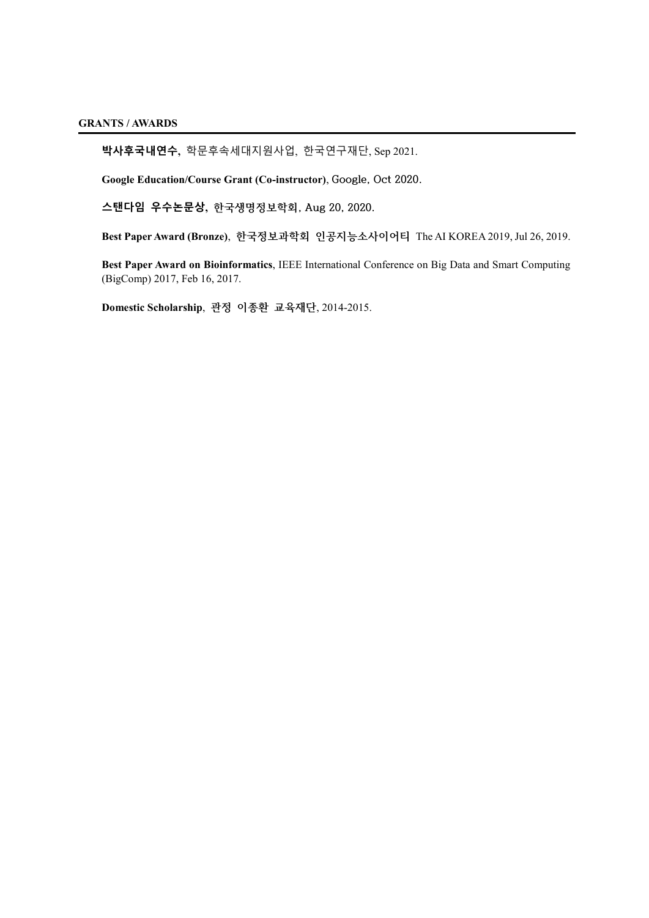## GRANTS / AWARDS

**박사후국내연수,** 학문후속세대지원사업, 한국연구재단, Sep 2021.

**Google Education/Course Grant (Co-instructor)**, Google, Oct 2020.

**스탠다임 우수논문상,** 한국생명정보학회, Aug 20, 2020.

**Best Paper Award (Bronze)**, 한국정보과학회 인공지능소사이어티 The AI KOREA 2019, Jul 26, 2019.

**Best Paper Award on Bioinformatics**, IEEE International Conference on Big Data and Smart Computing (BigComp) 2017, Feb 16, 2017.

**Domestic Scholarship**, 관정 이종환 교육재단, 2014-2015.